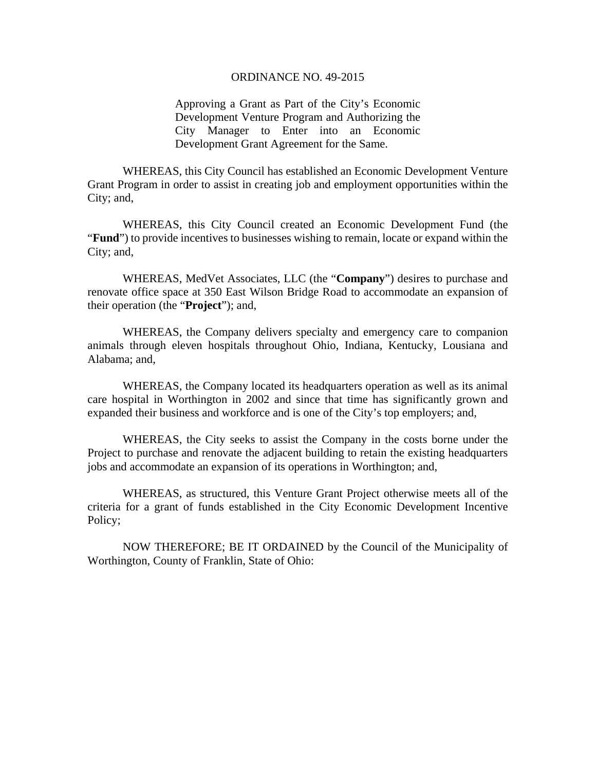ORDINANCE NO. 49-2015

Approving a Grant as Part of the City's Economic Development Venture Program and Authorizing the City Manager to Enter into an Economic Development Grant Agreement for the Same.

WHEREAS, this City Council has established an Economic Development Venture Grant Program in order to assist in creating job and employment opportunities within the City; and,

WHEREAS, this City Council created an Economic Development Fund (the "**Fund**") to provide incentives to businesses wishing to remain, locate or expand within the City; and,

WHEREAS, MedVet Associates, LLC (the "**Company**") desires to purchase and renovate office space at 350 East Wilson Bridge Road to accommodate an expansion of their operation (the "**Project**"); and,

WHEREAS, the Company delivers specialty and emergency care to companion animals through eleven hospitals throughout Ohio, Indiana, Kentucky, Lousiana and Alabama; and,

WHEREAS, the Company located its headquarters operation as well as its animal care hospital in Worthington in 2002 and since that time has significantly grown and expanded their business and workforce and is one of the City's top employers; and,

WHEREAS, the City seeks to assist the Company in the costs borne under the Project to purchase and renovate the adjacent building to retain the existing headquarters jobs and accommodate an expansion of its operations in Worthington; and,

WHEREAS, as structured, this Venture Grant Project otherwise meets all of the criteria for a grant of funds established in the City Economic Development Incentive Policy;

NOW THEREFORE; BE IT ORDAINED by the Council of the Municipality of Worthington, County of Franklin, State of Ohio: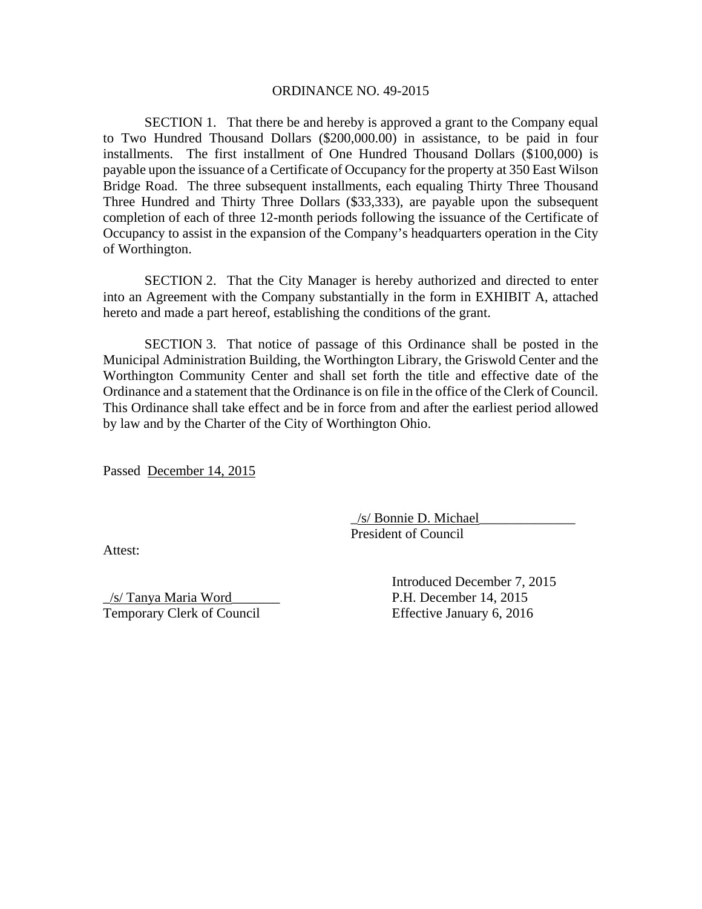ORDINANCE NO. 49-2015

SECTION 1. That there be and hereby is approved a grant to the Company equal to Two Hundred Thousand Dollars ($200,000.00) in assistance, to be paid in four installments. The first installment of One Hundred Thousand Dollars ($100,000) is payable upon the issuance of a Certificate of Occupancy for the property at 350 East Wilson Bridge Road. The three subsequent installments, each equaling Thirty Three Thousand Three Hundred and Thirty Three Dollars ($33,333), are payable upon the subsequent completion of each of three 12-month periods following the issuance of the Certificate of Occupancy to assist in the expansion of the Company's headquarters operation in the City of Worthington.

SECTION 2. That the City Manager is hereby authorized and directed to enter into an Agreement with the Company substantially in the form in EXHIBIT A, attached hereto and made a part hereof, establishing the conditions of the grant.

SECTION 3. That notice of passage of this Ordinance shall be posted in the Municipal Administration Building, the Worthington Library, the Griswold Center and the Worthington Community Center and shall set forth the title and effective date of the Ordinance and a statement that the Ordinance is on file in the office of the Clerk of Council. This Ordinance shall take effect and be in force from and after the earliest period allowed by law and by the Charter of the City of Worthington Ohio.

Passed December 14, 2015

_/s/ Bonnie D. Michael______________
President of Council

Attest:

_/s/ Tanya Maria Word_______
Temporary Clerk of Council

Introduced December 7, 2015
P.H. December 14, 2015
Effective January 6, 2016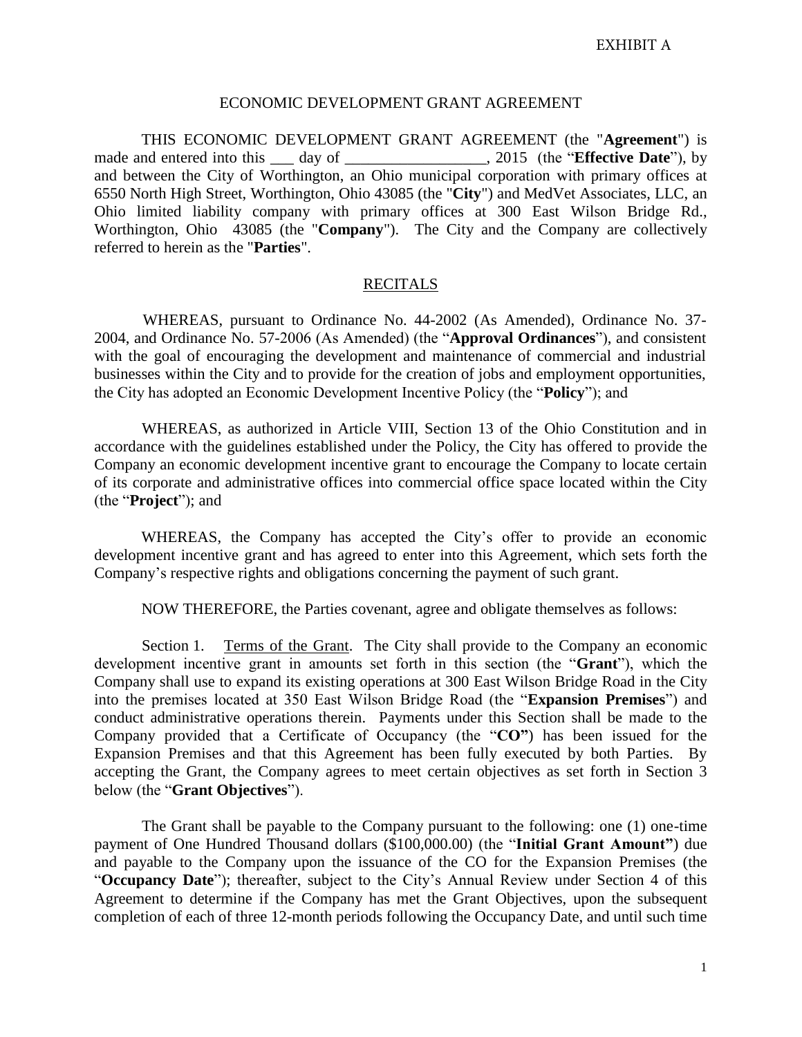EXHIBIT A

# ECONOMIC DEVELOPMENT GRANT AGREEMENT

THIS ECONOMIC DEVELOPMENT GRANT AGREEMENT (the "**Agreement**") is made and entered into this ___ day of __________________, 2015 (the "**Effective Date**"), by and between the City of Worthington, an Ohio municipal corporation with primary offices at 6550 North High Street, Worthington, Ohio 43085 (the "**City**") and MedVet Associates, LLC, an Ohio limited liability company with primary offices at 300 East Wilson Bridge Rd., Worthington, Ohio 43085 (the "**Company**"). The City and the Company are collectively referred to herein as the "**Parties**".

## RECITALS

WHEREAS, pursuant to Ordinance No. 44-2002 (As Amended), Ordinance No. 37-2004, and Ordinance No. 57-2006 (As Amended) (the "**Approval Ordinances**"), and consistent with the goal of encouraging the development and maintenance of commercial and industrial businesses within the City and to provide for the creation of jobs and employment opportunities, the City has adopted an Economic Development Incentive Policy (the "**Policy**"); and

WHEREAS, as authorized in Article VIII, Section 13 of the Ohio Constitution and in accordance with the guidelines established under the Policy, the City has offered to provide the Company an economic development incentive grant to encourage the Company to locate certain of its corporate and administrative offices into commercial office space located within the City (the "**Project**"); and

WHEREAS, the Company has accepted the City's offer to provide an economic development incentive grant and has agreed to enter into this Agreement, which sets forth the Company's respective rights and obligations concerning the payment of such grant.

NOW THEREFORE, the Parties covenant, agree and obligate themselves as follows:

Section 1. Terms of the Grant. The City shall provide to the Company an economic development incentive grant in amounts set forth in this section (the "**Grant**"), which the Company shall use to expand its existing operations at 300 East Wilson Bridge Road in the City into the premises located at 350 East Wilson Bridge Road (the "**Expansion Premises**") and conduct administrative operations therein. Payments under this Section shall be made to the Company provided that a Certificate of Occupancy (the "**CO"**) has been issued for the Expansion Premises and that this Agreement has been fully executed by both Parties. By accepting the Grant, the Company agrees to meet certain objectives as set forth in Section 3 below (the "**Grant Objectives**").

The Grant shall be payable to the Company pursuant to the following: one (1) one-time payment of One Hundred Thousand dollars ($100,000.00) (the "**Initial Grant Amount"**) due and payable to the Company upon the issuance of the CO for the Expansion Premises (the "**Occupancy Date**"); thereafter, subject to the City's Annual Review under Section 4 of this Agreement to determine if the Company has met the Grant Objectives, upon the subsequent completion of each of three 12-month periods following the Occupancy Date, and until such time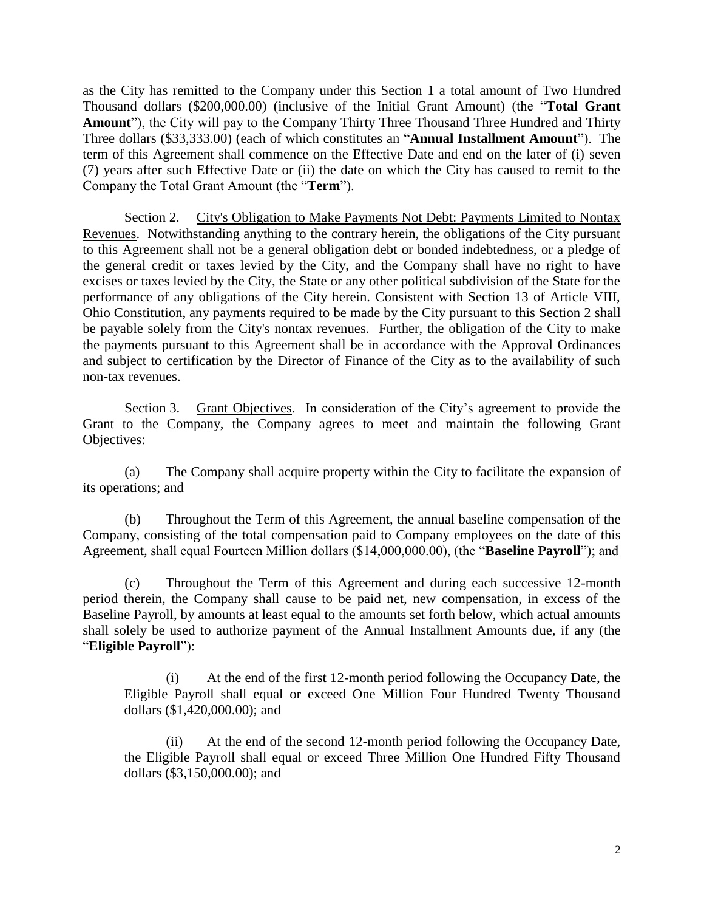as the City has remitted to the Company under this Section 1 a total amount of Two Hundred Thousand dollars ($200,000.00) (inclusive of the Initial Grant Amount) (the "**Total Grant Amount**"), the City will pay to the Company Thirty Three Thousand Three Hundred and Thirty Three dollars ($33,333.00) (each of which constitutes an "**Annual Installment Amount**"). The term of this Agreement shall commence on the Effective Date and end on the later of (i) seven (7) years after such Effective Date or (ii) the date on which the City has caused to remit to the Company the Total Grant Amount (the "**Term**").

Section 2. City's Obligation to Make Payments Not Debt: Payments Limited to Nontax Revenues. Notwithstanding anything to the contrary herein, the obligations of the City pursuant to this Agreement shall not be a general obligation debt or bonded indebtedness, or a pledge of the general credit or taxes levied by the City, and the Company shall have no right to have excises or taxes levied by the City, the State or any other political subdivision of the State for the performance of any obligations of the City herein. Consistent with Section 13 of Article VIII, Ohio Constitution, any payments required to be made by the City pursuant to this Section 2 shall be payable solely from the City's nontax revenues. Further, the obligation of the City to make the payments pursuant to this Agreement shall be in accordance with the Approval Ordinances and subject to certification by the Director of Finance of the City as to the availability of such non-tax revenues.

Section 3. Grant Objectives. In consideration of the City's agreement to provide the Grant to the Company, the Company agrees to meet and maintain the following Grant Objectives:

(a) The Company shall acquire property within the City to facilitate the expansion of its operations; and

(b) Throughout the Term of this Agreement, the annual baseline compensation of the Company, consisting of the total compensation paid to Company employees on the date of this Agreement, shall equal Fourteen Million dollars ($14,000,000.00), (the "**Baseline Payroll**"); and

(c) Throughout the Term of this Agreement and during each successive 12-month period therein, the Company shall cause to be paid net, new compensation, in excess of the Baseline Payroll, by amounts at least equal to the amounts set forth below, which actual amounts shall solely be used to authorize payment of the Annual Installment Amounts due, if any (the "**Eligible Payroll**"):

(i) At the end of the first 12-month period following the Occupancy Date, the Eligible Payroll shall equal or exceed One Million Four Hundred Twenty Thousand dollars ($1,420,000.00); and

(ii) At the end of the second 12-month period following the Occupancy Date, the Eligible Payroll shall equal or exceed Three Million One Hundred Fifty Thousand dollars ($3,150,000.00); and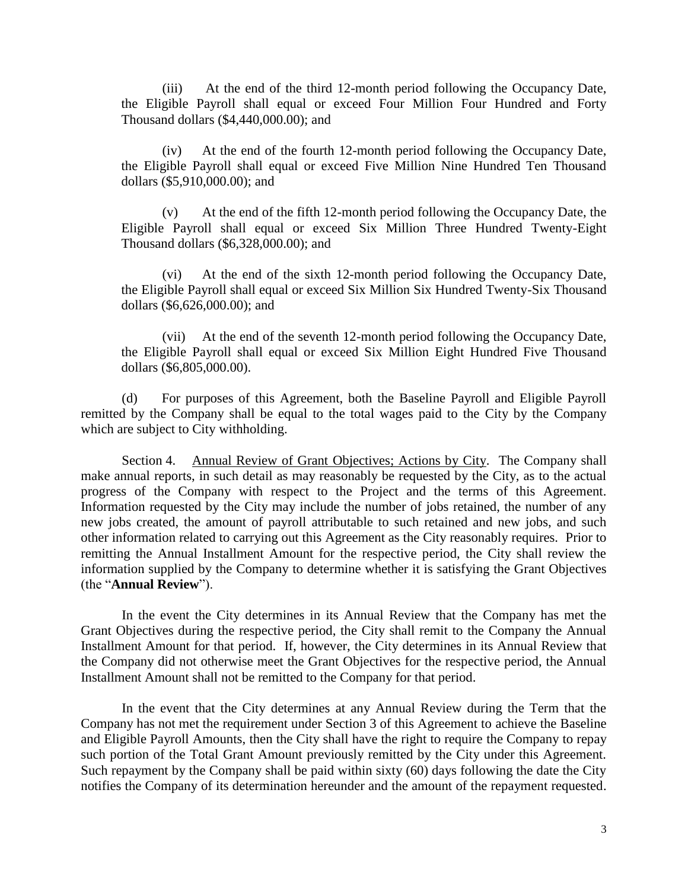(iii) At the end of the third 12-month period following the Occupancy Date, the Eligible Payroll shall equal or exceed Four Million Four Hundred and Forty Thousand dollars ($4,440,000.00); and

(iv) At the end of the fourth 12-month period following the Occupancy Date, the Eligible Payroll shall equal or exceed Five Million Nine Hundred Ten Thousand dollars ($5,910,000.00); and

(v) At the end of the fifth 12-month period following the Occupancy Date, the Eligible Payroll shall equal or exceed Six Million Three Hundred Twenty-Eight Thousand dollars ($6,328,000.00); and

(vi) At the end of the sixth 12-month period following the Occupancy Date, the Eligible Payroll shall equal or exceed Six Million Six Hundred Twenty-Six Thousand dollars ($6,626,000.00); and

(vii) At the end of the seventh 12-month period following the Occupancy Date, the Eligible Payroll shall equal or exceed Six Million Eight Hundred Five Thousand dollars ($6,805,000.00).

(d) For purposes of this Agreement, both the Baseline Payroll and Eligible Payroll remitted by the Company shall be equal to the total wages paid to the City by the Company which are subject to City withholding.

Section 4. Annual Review of Grant Objectives; Actions by City. The Company shall make annual reports, in such detail as may reasonably be requested by the City, as to the actual progress of the Company with respect to the Project and the terms of this Agreement. Information requested by the City may include the number of jobs retained, the number of any new jobs created, the amount of payroll attributable to such retained and new jobs, and such other information related to carrying out this Agreement as the City reasonably requires. Prior to remitting the Annual Installment Amount for the respective period, the City shall review the information supplied by the Company to determine whether it is satisfying the Grant Objectives (the "**Annual Review**").

In the event the City determines in its Annual Review that the Company has met the Grant Objectives during the respective period, the City shall remit to the Company the Annual Installment Amount for that period. If, however, the City determines in its Annual Review that the Company did not otherwise meet the Grant Objectives for the respective period, the Annual Installment Amount shall not be remitted to the Company for that period.

In the event that the City determines at any Annual Review during the Term that the Company has not met the requirement under Section 3 of this Agreement to achieve the Baseline and Eligible Payroll Amounts, then the City shall have the right to require the Company to repay such portion of the Total Grant Amount previously remitted by the City under this Agreement. Such repayment by the Company shall be paid within sixty (60) days following the date the City notifies the Company of its determination hereunder and the amount of the repayment requested.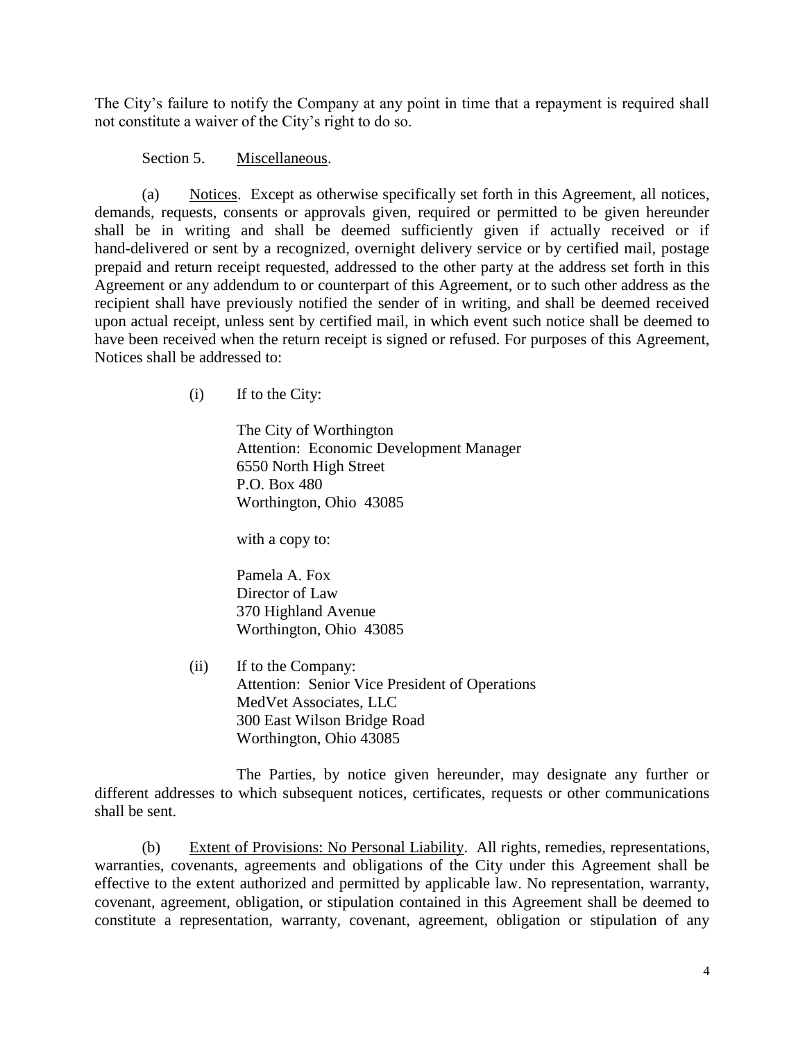The City's failure to notify the Company at any point in time that a repayment is required shall not constitute a waiver of the City's right to do so.

Section 5. Miscellaneous.

(a) Notices. Except as otherwise specifically set forth in this Agreement, all notices, demands, requests, consents or approvals given, required or permitted to be given hereunder shall be in writing and shall be deemed sufficiently given if actually received or if hand-delivered or sent by a recognized, overnight delivery service or by certified mail, postage prepaid and return receipt requested, addressed to the other party at the address set forth in this Agreement or any addendum to or counterpart of this Agreement, or to such other address as the recipient shall have previously notified the sender of in writing, and shall be deemed received upon actual receipt, unless sent by certified mail, in which event such notice shall be deemed to have been received when the return receipt is signed or refused. For purposes of this Agreement, Notices shall be addressed to:

(i) If to the City:

The City of Worthington
Attention: Economic Development Manager
6550 North High Street
P.O. Box 480
Worthington, Ohio 43085

with a copy to:

Pamela A. Fox
Director of Law
370 Highland Avenue
Worthington, Ohio 43085

(ii) If to the Company:
Attention: Senior Vice President of Operations
MedVet Associates, LLC
300 East Wilson Bridge Road
Worthington, Ohio 43085

The Parties, by notice given hereunder, may designate any further or different addresses to which subsequent notices, certificates, requests or other communications shall be sent.

(b) Extent of Provisions: No Personal Liability. All rights, remedies, representations, warranties, covenants, agreements and obligations of the City under this Agreement shall be effective to the extent authorized and permitted by applicable law. No representation, warranty, covenant, agreement, obligation, or stipulation contained in this Agreement shall be deemed to constitute a representation, warranty, covenant, agreement, obligation or stipulation of any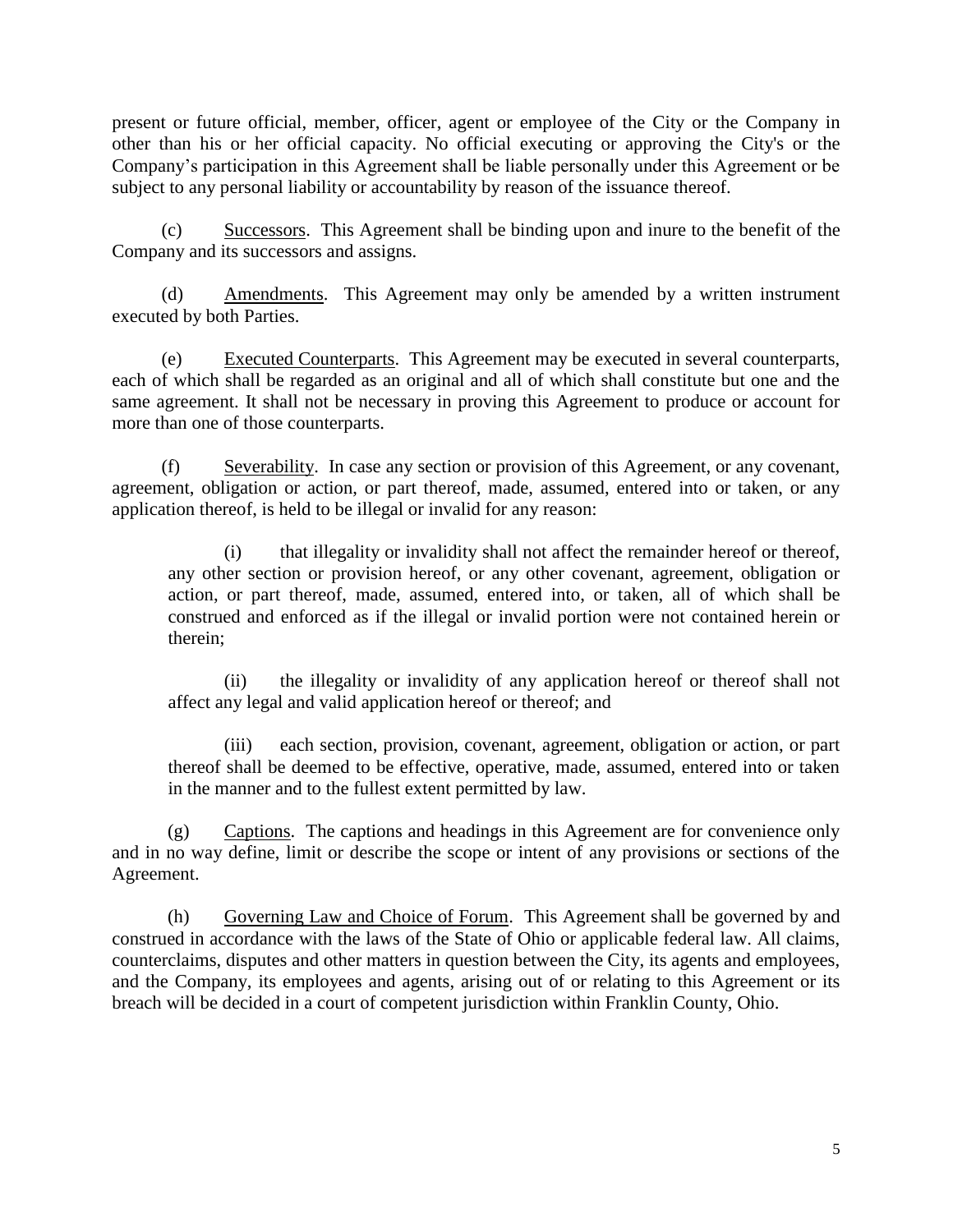present or future official, member, officer, agent or employee of the City or the Company in other than his or her official capacity. No official executing or approving the City's or the Company's participation in this Agreement shall be liable personally under this Agreement or be subject to any personal liability or accountability by reason of the issuance thereof.

(c) Successors. This Agreement shall be binding upon and inure to the benefit of the Company and its successors and assigns.

(d) Amendments. This Agreement may only be amended by a written instrument executed by both Parties.

(e) Executed Counterparts. This Agreement may be executed in several counterparts, each of which shall be regarded as an original and all of which shall constitute but one and the same agreement. It shall not be necessary in proving this Agreement to produce or account for more than one of those counterparts.

(f) Severability. In case any section or provision of this Agreement, or any covenant, agreement, obligation or action, or part thereof, made, assumed, entered into or taken, or any application thereof, is held to be illegal or invalid for any reason:

(i) that illegality or invalidity shall not affect the remainder hereof or thereof, any other section or provision hereof, or any other covenant, agreement, obligation or action, or part thereof, made, assumed, entered into, or taken, all of which shall be construed and enforced as if the illegal or invalid portion were not contained herein or therein;

(ii) the illegality or invalidity of any application hereof or thereof shall not affect any legal and valid application hereof or thereof; and

(iii) each section, provision, covenant, agreement, obligation or action, or part thereof shall be deemed to be effective, operative, made, assumed, entered into or taken in the manner and to the fullest extent permitted by law.

(g) Captions. The captions and headings in this Agreement are for convenience only and in no way define, limit or describe the scope or intent of any provisions or sections of the Agreement.

(h) Governing Law and Choice of Forum. This Agreement shall be governed by and construed in accordance with the laws of the State of Ohio or applicable federal law. All claims, counterclaims, disputes and other matters in question between the City, its agents and employees, and the Company, its employees and agents, arising out of or relating to this Agreement or its breach will be decided in a court of competent jurisdiction within Franklin County, Ohio.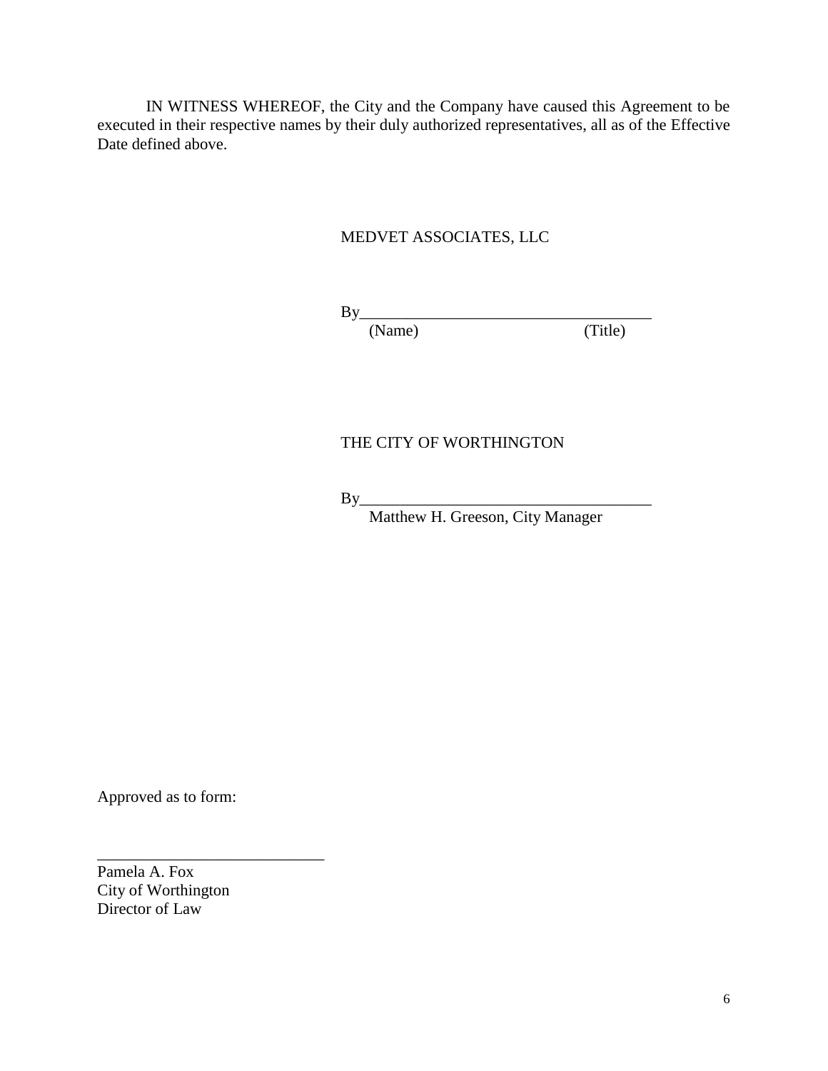IN WITNESS WHEREOF, the City and the Company have caused this Agreement to be executed in their respective names by their duly authorized representatives, all as of the Effective Date defined above.

MEDVET ASSOCIATES, LLC

By____________________________________
(Name) (Title)

THE CITY OF WORTHINGTON

By____________________________________
Matthew H. Greeson, City Manager

Approved as to form:

____________________________
Pamela A. Fox
City of Worthington
Director of Law